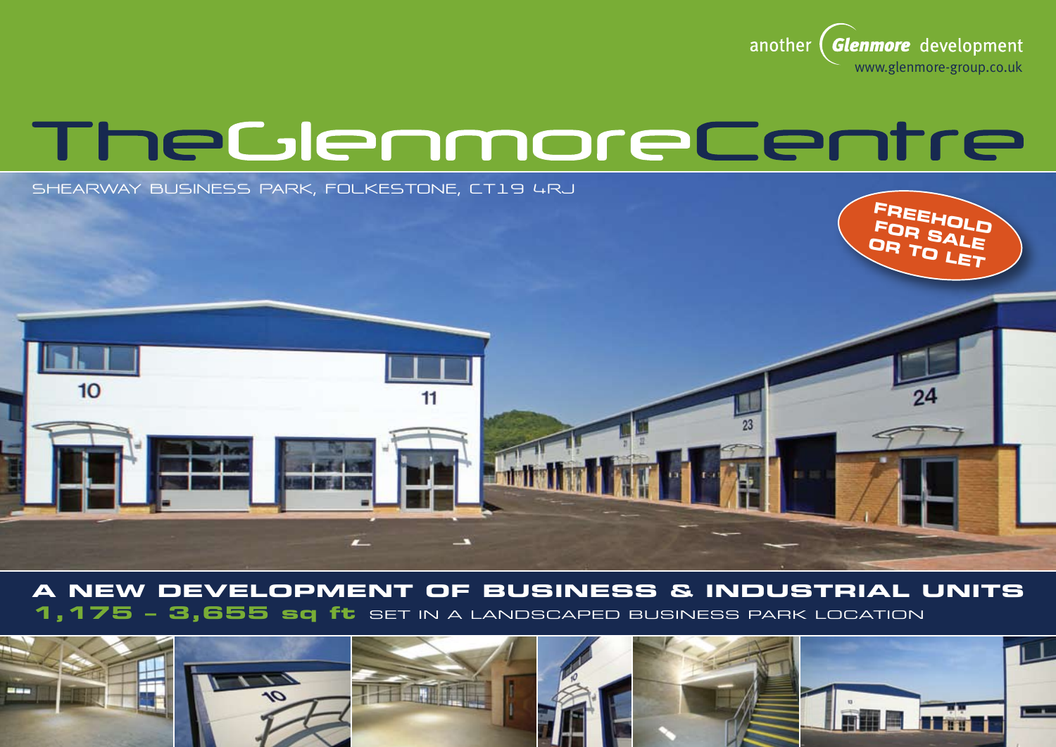another Glenmore development
www.glenmore-group.co.uk

# TheGlenmoreCentre

SHEARWAY BUSINESS PARK, FOLKESTONE, CT19 4RJ

**FREEHOLD FOR SALE OR TO LET**

## A NEW DEVELOPMENT OF BUSINESS & INDUSTRIAL UNITS

**1,175 – 3,655 sq ft** SET IN A LANDSCAPED BUSINESS PARK LOCATION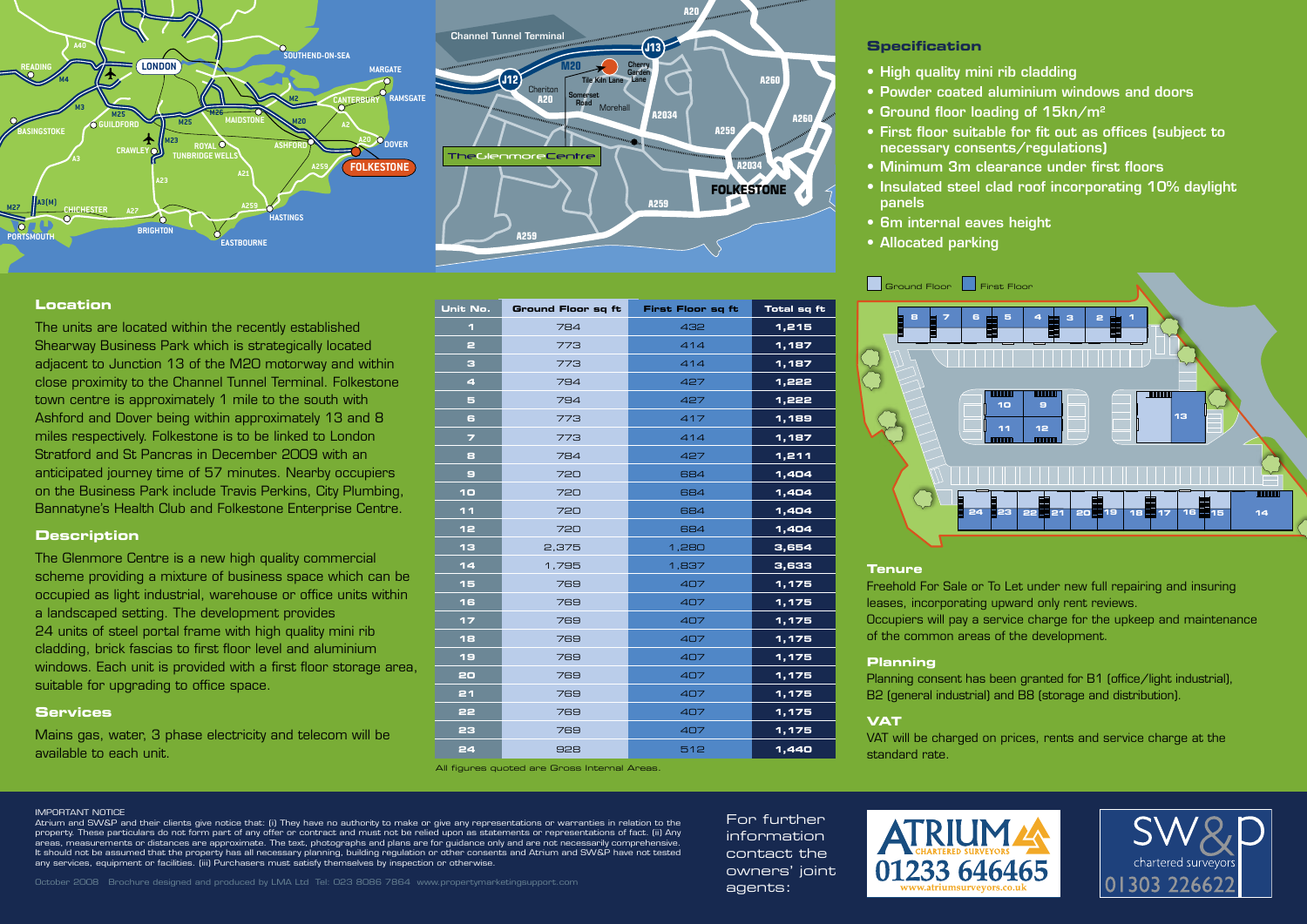## Specification

- High quality mini rib cladding
- Powder coated aluminium windows and doors
- Ground floor loading of 15kn/m$^2$
- First floor suitable for fit out as offices (subject to necessary consents/regulations)
- Minimum 3m clearance under first floors
- Insulated steel clad roof incorporating 10% daylight panels
- 6m internal eaves height
- Allocated parking

## Location

The units are located within the recently established Shearway Business Park which is strategically located adjacent to Junction 13 of the M20 motorway and within close proximity to the Channel Tunnel Terminal. Folkestone town centre is approximately 1 mile to the south with Ashford and Dover being within approximately 13 and 8 miles respectively. Folkestone is to be linked to London Stratford and St Pancras in December 2009 with an anticipated journey time of 57 minutes. Nearby occupiers on the Business Park include Travis Perkins, City Plumbing, Bannatyne's Health Club and Folkestone Enterprise Centre.

## Description

The Glenmore Centre is a new high quality commercial scheme providing a mixture of business space which can be occupied as light industrial, warehouse or office units within a landscaped setting. The development provides 24 units of steel portal frame with high quality mini rib cladding, brick fascias to first floor level and aluminium windows. Each unit is provided with a first floor storage area, suitable for upgrading to office space.

## Services

Mains gas, water, 3 phase electricity and telecom will be available to each unit.

| Unit No. | Ground Floor sq ft | First Floor sq ft | Total sq ft |
|---|---|---|---|
| 1 | 784 | 432 | 1,215 |
| 2 | 773 | 414 | 1,187 |
| 3 | 773 | 414 | 1,187 |
| 4 | 794 | 427 | 1,222 |
| 5 | 794 | 427 | 1,222 |
| 6 | 773 | 417 | 1,189 |
| 7 | 773 | 414 | 1,187 |
| 8 | 784 | 427 | 1,211 |
| 9 | 720 | 684 | 1,404 |
| 10 | 720 | 684 | 1,404 |
| 11 | 720 | 684 | 1,404 |
| 12 | 720 | 684 | 1,404 |
| 13 | 2,375 | 1,280 | 3,654 |
| 14 | 1,795 | 1,837 | 3,633 |
| 15 | 769 | 407 | 1,175 |
| 16 | 769 | 407 | 1,175 |
| 17 | 769 | 407 | 1,175 |
| 18 | 769 | 407 | 1,175 |
| 19 | 769 | 407 | 1,175 |
| 20 | 769 | 407 | 1,175 |
| 21 | 769 | 407 | 1,175 |
| 22 | 769 | 407 | 1,175 |
| 23 | 769 | 407 | 1,175 |
| 24 | 928 | 512 | 1,440 |

All figures quoted are Gross Internal Areas.

## Tenure

Freehold For Sale or To Let under new full repairing and insuring leases, incorporating upward only rent reviews.
Occupiers will pay a service charge for the upkeep and maintenance of the common areas of the development.

## Planning

Planning consent has been granted for B1 (office/light industrial), B2 (general industrial) and B8 (storage and distribution).

## VAT

VAT will be charged on prices, rents and service charge at the standard rate.

IMPORTANT NOTICE
Atrium and SW&P and their clients give notice that: (i) They have no authority to make or give any representations or warranties in relation to the property. These particulars do not form part of any offer or contract and must not be relied upon as statements or representations of fact. (ii) Any areas, measurements or distances are approximate. The text, photographs and plans are for guidance only and are not necessarily comprehensive. It should not be assumed that the property has all necessary planning, building regulation or other consents and Atrium and SW&P have not tested any services, equipment or facilities. (iii) Purchasers must satisfy themselves by inspection or otherwise.

October 2008 Brochure designed and produced by LMA Ltd Tel: 023 8086 7864 www.propertymarketingsupport.com

For further information contact the owners' joint agents:

ATRIUM CHARTERED SURVEYORS 01233 646465 www.atriumsurveyors.co.uk

SW&P chartered surveyors 01303 226622